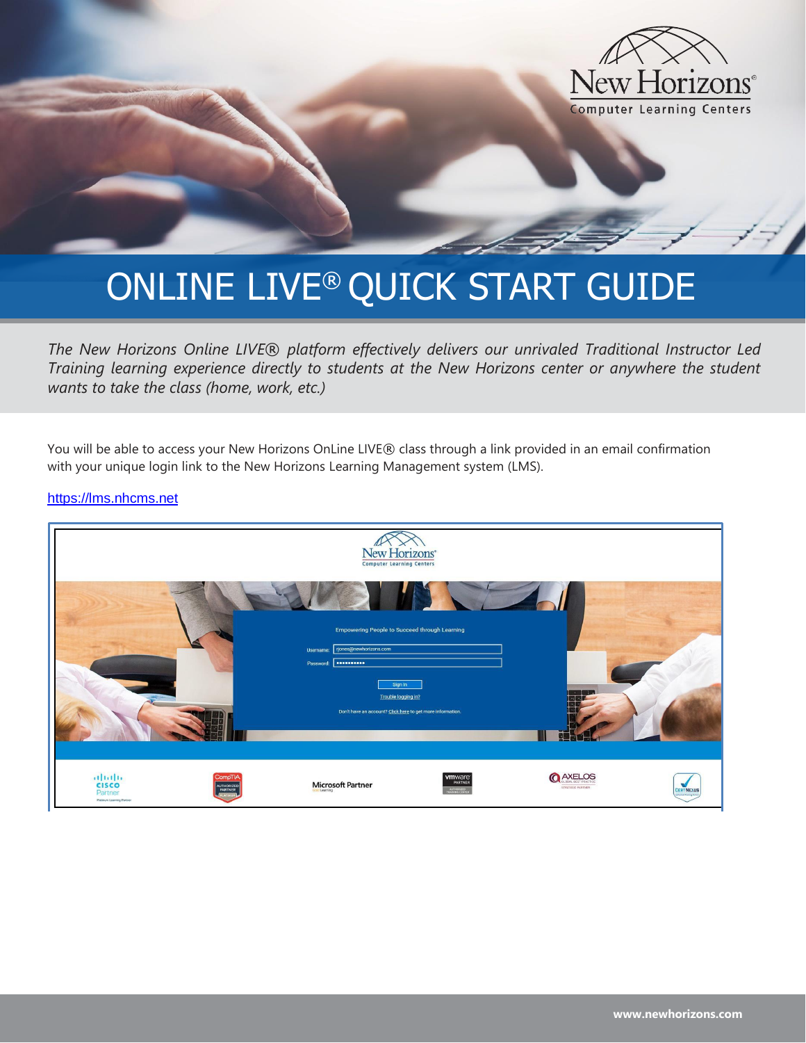# ONLINE LIVE® QUICK START GUIDE

*The New Horizons Online LIVE® platform effectively delivers our unrivaled Traditional Instructor Led Training learning experience directly to students at the New Horizons center or anywhere the student wants to take the class (home, work, etc.)*

You will be able to access your New Horizons OnLine LIVE® class through a link provided in an email confirmation with your unique login link to the New Horizons Learning Management system (LMS).

https://lms.nhcms.net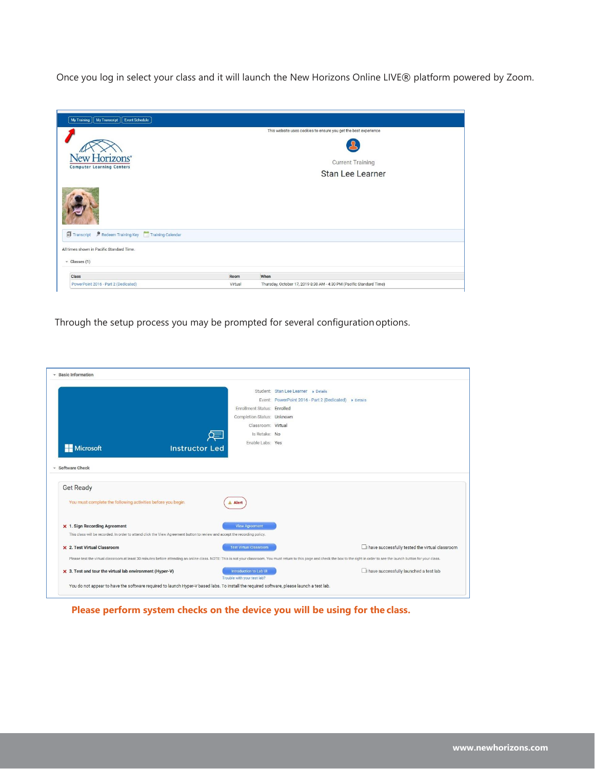Once you log in select your class and it will launch the New Horizons Online LIVE® platform powered by Zoom.

My Training | My Transcript | Event Schedule

This website uses cookies to ensure you get the best experience

New Horizons® Computer Learning Centers

Current Training

Stan Lee Learner

Transcript | Redeem Training Key | Training Calendar

All times shown in Pacific Standard Time.

Classes (1)

| Class | Room | When |
|---|---|---|
| PowerPoint 2016 - Part 2 (Dedicated) | Virtual | Thursday, October 17, 2019 8:30 AM - 4:30 PM (Pacific Standard Time) |

Through the setup process you may be prompted for several configuration options.

Basic Information

Microsoft | Instructor Led

Student: Stan Lee Learner ▸ Details
Event: PowerPoint 2016 - Part 2 (Dedicated) ▸ Details
Enrollment Status: Enrolled
Completion Status: Unknown
Classroom: Virtual
Is Retake: No
Enable Labs: Yes

Software Check

Get Ready

You must complete the following activities before you begin. ⚠ Alert

✕ 1. Sign Recording Agreement — View Agreement
This class will be recorded. In order to attend click the View Agreement button to review and accept the recording policy.

✕ 2. Test Virtual Classroom — Test Virtual Classroom — ☐ I have successfully tested the virtual classroom
Please test the virtual classroom at least 30 minutes before attending an online class. NOTE: This is not your classroom. You must return to this page and check the box to the right in order to see the launch button for your class.

✕ 3. Test and tour the virtual lab environment (Hyper-V) — Introduction to Lab UI — ☐ I have successfully launched a test lab
Trouble with your test lab?
You do not appear to have the software required to launch Hyper-V based labs. To install the required software, please launch a test lab.

**Please perform system checks on the device you will be using for the class.**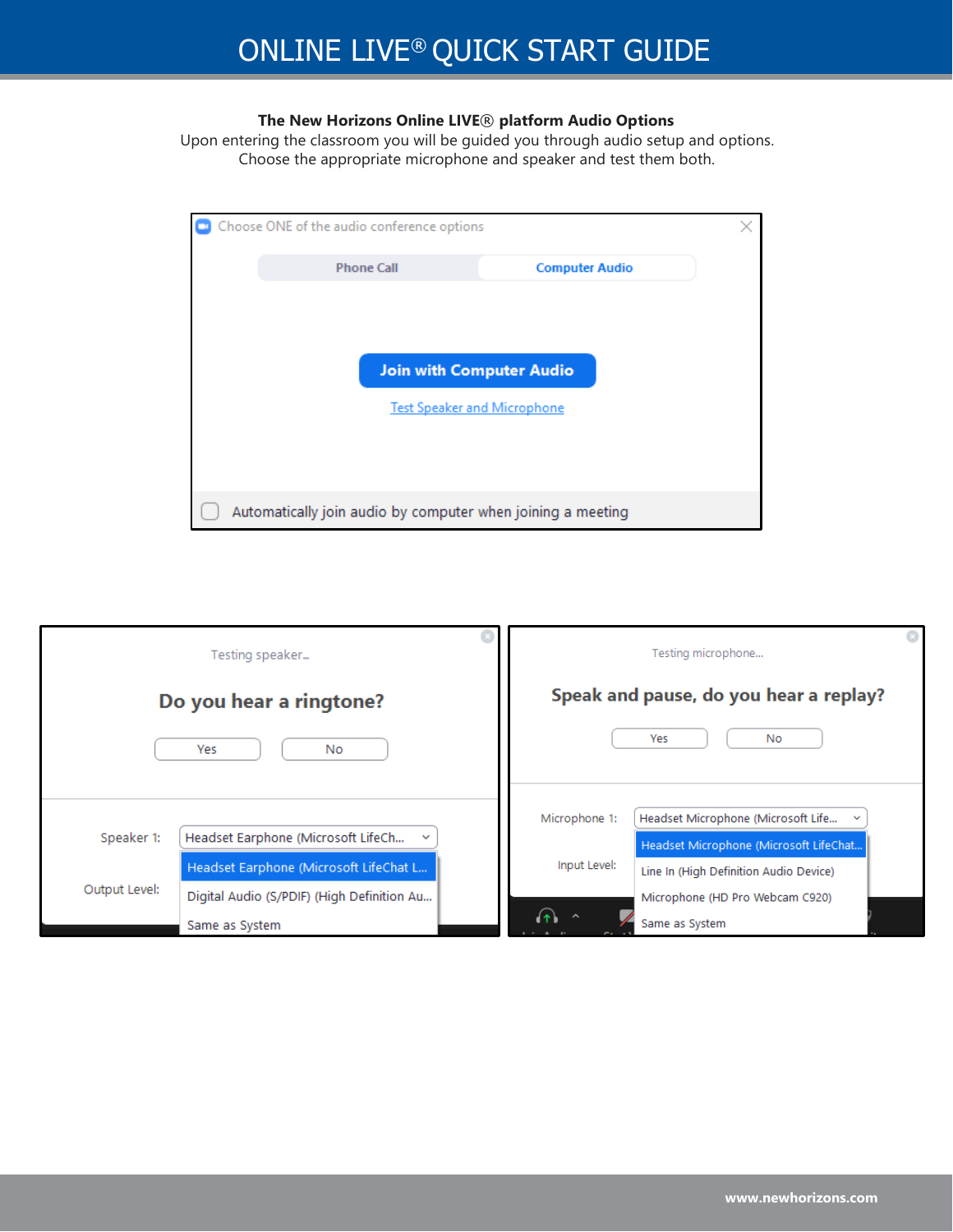**The New Horizons Online LIVE® platform Audio Options**

Upon entering the classroom you will be guided you through audio setup and options. Choose the appropriate microphone and speaker and test them both.

Choose ONE of the audio conference options

Phone Call | Computer Audio

Join with Computer Audio

Test Speaker and Microphone

Automatically join audio by computer when joining a meeting

Testing speaker...

**Do you hear a ringtone?**

Yes | No

Speaker 1: Headset Earphone (Microsoft LifeCh...

- Headset Earphone (Microsoft LifeChat L...
- Digital Audio (S/PDIF) (High Definition Au...
- Same as System

Output Level:

Testing microphone...

**Speak and pause, do you hear a replay?**

Yes | No

Microphone 1: Headset Microphone (Microsoft Life...

- Headset Microphone (Microsoft LifeChat...
- Line In (High Definition Audio Device)
- Microphone (HD Pro Webcam C920)
- Same as System

Input Level: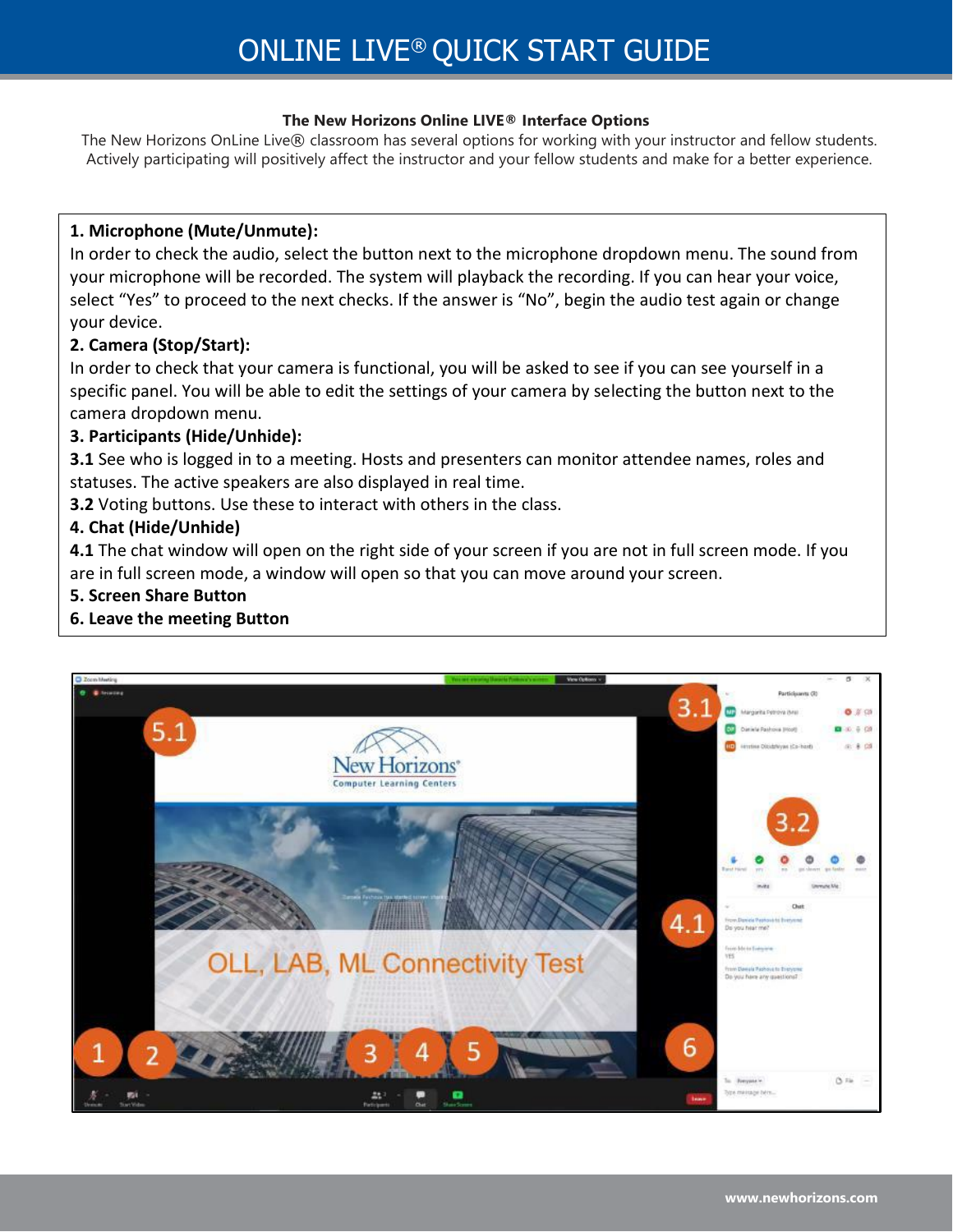# ONLINE LIVE® QUICK START GUIDE

**The New Horizons Online LIVE® Interface Options**

The New Horizons OnLine Live® classroom has several options for working with your instructor and fellow students. Actively participating will positively affect the instructor and your fellow students and make for a better experience.

**1. Microphone (Mute/Unmute):**
In order to check the audio, select the button next to the microphone dropdown menu. The sound from your microphone will be recorded. The system will playback the recording. If you can hear your voice, select "Yes" to proceed to the next checks. If the answer is "No", begin the audio test again or change your device.

**2. Camera (Stop/Start):**
In order to check that your camera is functional, you will be asked to see if you can see yourself in a specific panel. You will be able to edit the settings of your camera by selecting the button next to the camera dropdown menu.

**3. Participants (Hide/Unhide):**
**3.1** See who is logged in to a meeting. Hosts and presenters can monitor attendee names, roles and statuses. The active speakers are also displayed in real time.
**3.2** Voting buttons. Use these to interact with others in the class.

**4. Chat (Hide/Unhide)**
**4.1** The chat window will open on the right side of your screen if you are not in full screen mode. If you are in full screen mode, a window will open so that you can move around your screen.

**5. Screen Share Button**

**6. Leave the meeting Button**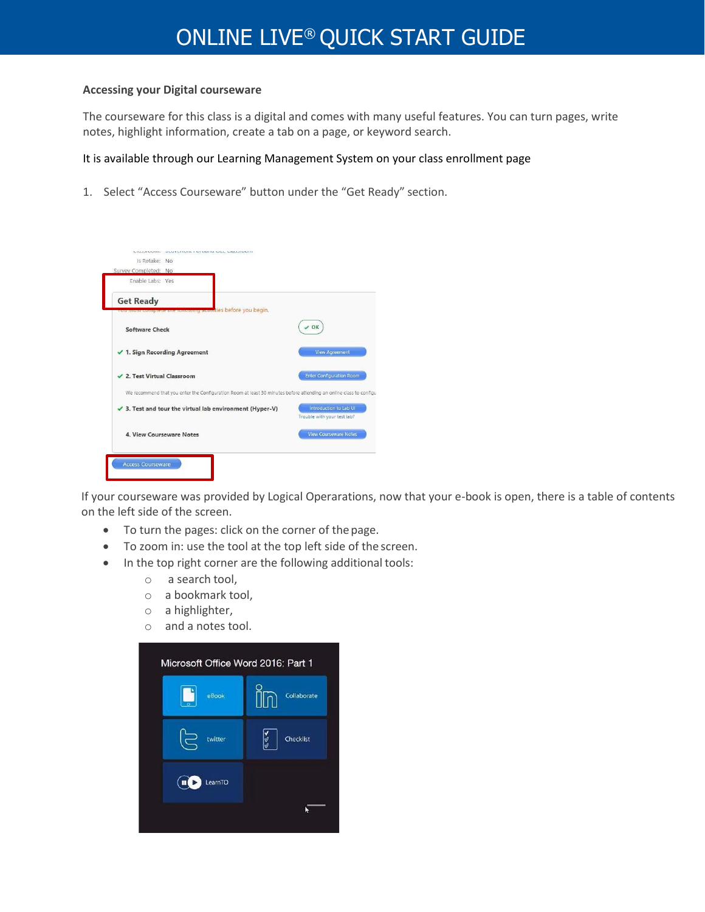# ONLINE LIVE® QUICK START GUIDE

**Accessing your Digital courseware**

The courseware for this class is a digital and comes with many useful features. You can turn pages, write notes, highlight information, create a tab on a page, or keyword search.

It is available through our Learning Management System on your class enrollment page

1. Select "Access Courseware" button under the "Get Ready" section.

If your courseware was provided by Logical Operarations, now that your e-book is open, there is a table of contents on the left side of the screen.

- To turn the pages: click on the corner of the page.
- To zoom in: use the tool at the top left side of the screen.
- In the top right corner are the following additional tools:
    - a search tool,
    - a bookmark tool,
    - a highlighter,
    - and a notes tool.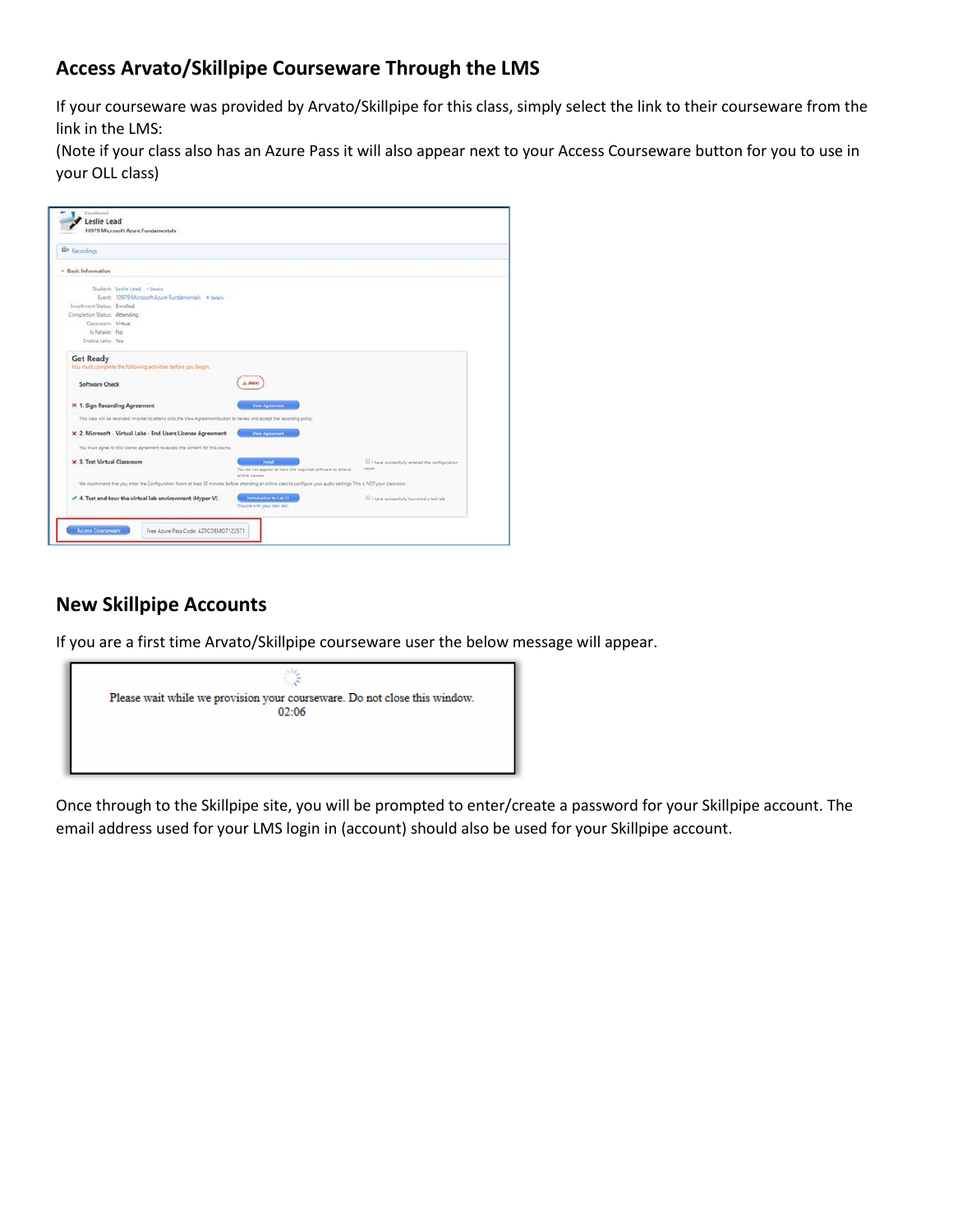## Access Arvato/Skillpipe Courseware Through the LMS

If your courseware was provided by Arvato/Skillpipe for this class, simply select the link to their courseware from the link in the LMS:
(Note if your class also has an Azure Pass it will also appear next to your Access Courseware button for you to use in your OLL class)

## New Skillpipe Accounts

If you are a first time Arvato/Skillpipe courseware user the below message will appear.

Once through to the Skillpipe site, you will be prompted to enter/create a password for your Skillpipe account. The email address used for your LMS login in (account) should also be used for your Skillpipe account.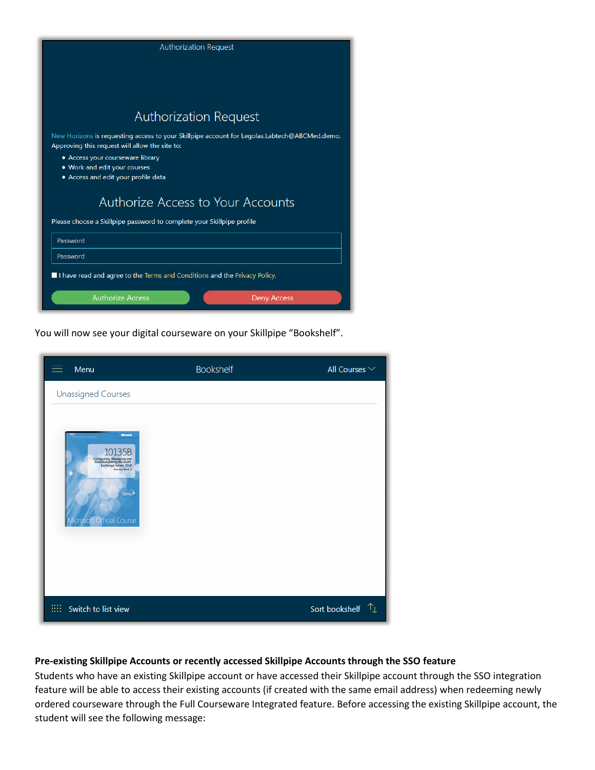Authorization Request

## Authorization Request

New Horizons is requesting access to your Skillpipe account for Legolas.Labtech@ABCMed.demo. Approving this request will allow the site to:

- Access your courseware library
- Work and edit your courses
- Access and edit your profile data

## Authorize Access to Your Accounts

Please choose a Skillpipe password to complete your Skillpipe profile

Password

Password

I have read and agree to the Terms and Conditions and the Privacy Policy.

Authorize Access    Deny Access

You will now see your digital courseware on your Skillpipe "Bookshelf".

Menu    Bookshelf    All Courses

Unassigned Courses

10135B Configuring, Managing and Troubleshooting Microsoft Exchange Server 2010 Service Pack 2

Microsoft Official Course

Switch to list view    Sort bookshelf

**Pre-existing Skillpipe Accounts or recently accessed Skillpipe Accounts through the SSO feature**

Students who have an existing Skillpipe account or have accessed their Skillpipe account through the SSO integration feature will be able to access their existing accounts (if created with the same email address) when redeeming newly ordered courseware through the Full Courseware Integrated feature. Before accessing the existing Skillpipe account, the student will see the following message: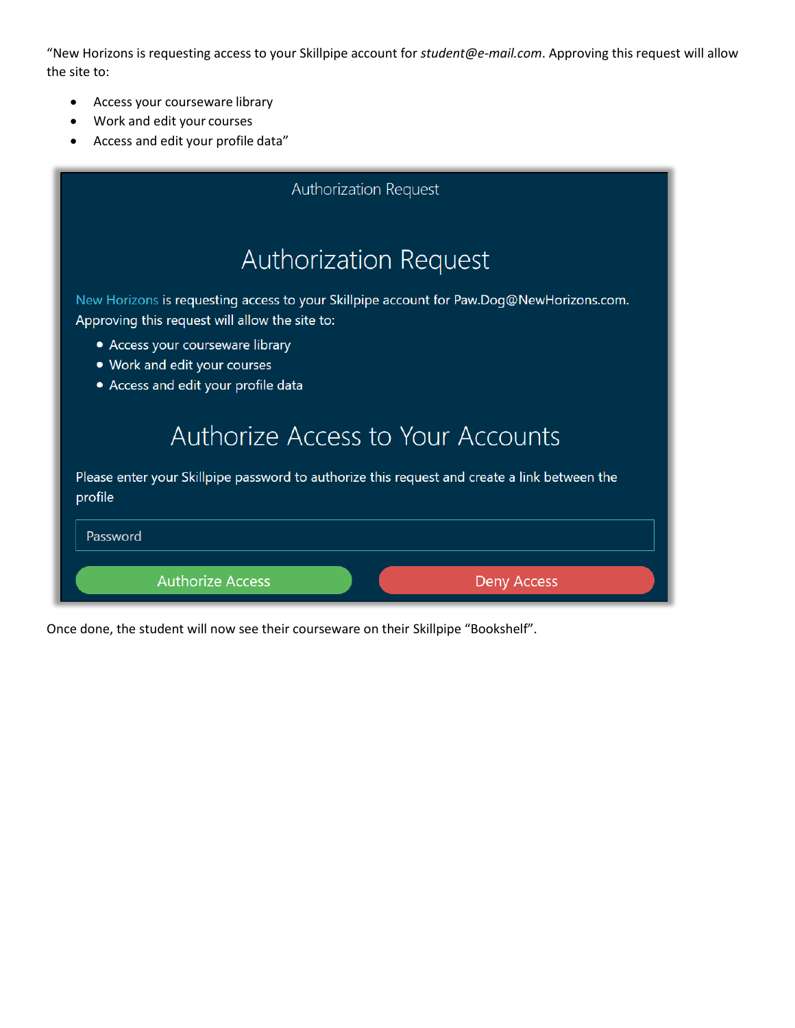"New Horizons is requesting access to your Skillpipe account for *student@e-mail.com*. Approving this request will allow the site to:

- Access your courseware library
- Work and edit your courses
- Access and edit your profile data"

Authorization Request

## Authorization Request

New Horizons is requesting access to your Skillpipe account for Paw.Dog@NewHorizons.com. Approving this request will allow the site to:

- Access your courseware library
- Work and edit your courses
- Access and edit your profile data

## Authorize Access to Your Accounts

Please enter your Skillpipe password to authorize this request and create a link between the profile

Password

Authorize Access | Deny Access

Once done, the student will now see their courseware on their Skillpipe "Bookshelf".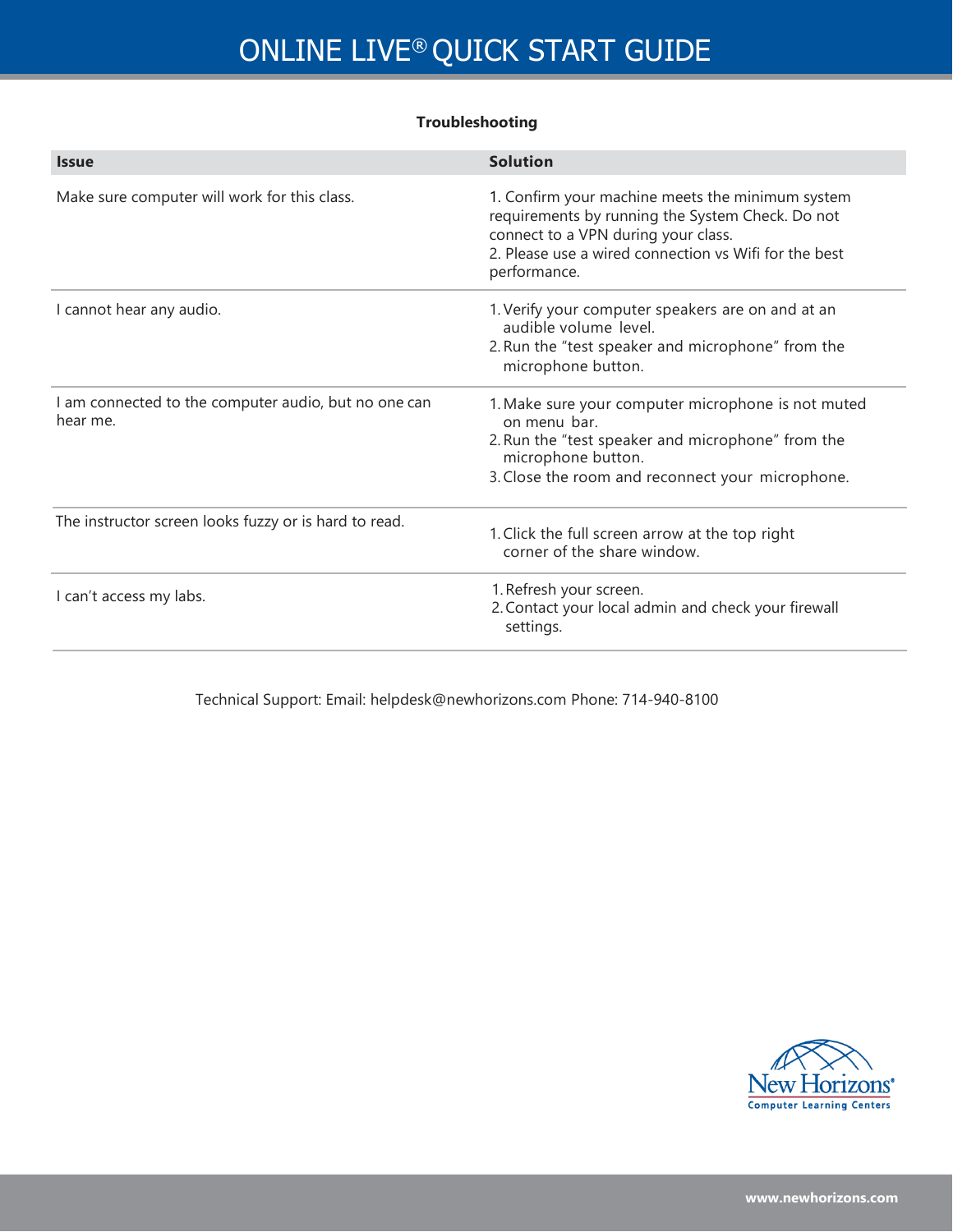# ONLINE LIVE® QUICK START GUIDE

**Troubleshooting**

| Issue | Solution |
|---|---|
| Make sure computer will work for this class. | 1. Confirm your machine meets the minimum system requirements by running the System Check. Do not connect to a VPN during your class.<br>2. Please use a wired connection vs Wifi for the best performance. |
| I cannot hear any audio. | 1. Verify your computer speakers are on and at an audible volume level.<br>2. Run the "test speaker and microphone" from the microphone button. |
| I am connected to the computer audio, but no one can hear me. | 1. Make sure your computer microphone is not muted on menu bar.<br>2. Run the "test speaker and microphone" from the microphone button.<br>3. Close the room and reconnect your microphone. |
| The instructor screen looks fuzzy or is hard to read. | 1. Click the full screen arrow at the top right corner of the share window. |
| I can't access my labs. | 1. Refresh your screen.<br>2. Contact your local admin and check your firewall settings. |

Technical Support: Email: helpdesk@newhorizons.com Phone: 714-940-8100

New Horizons® Computer Learning Centers

www.newhorizons.com